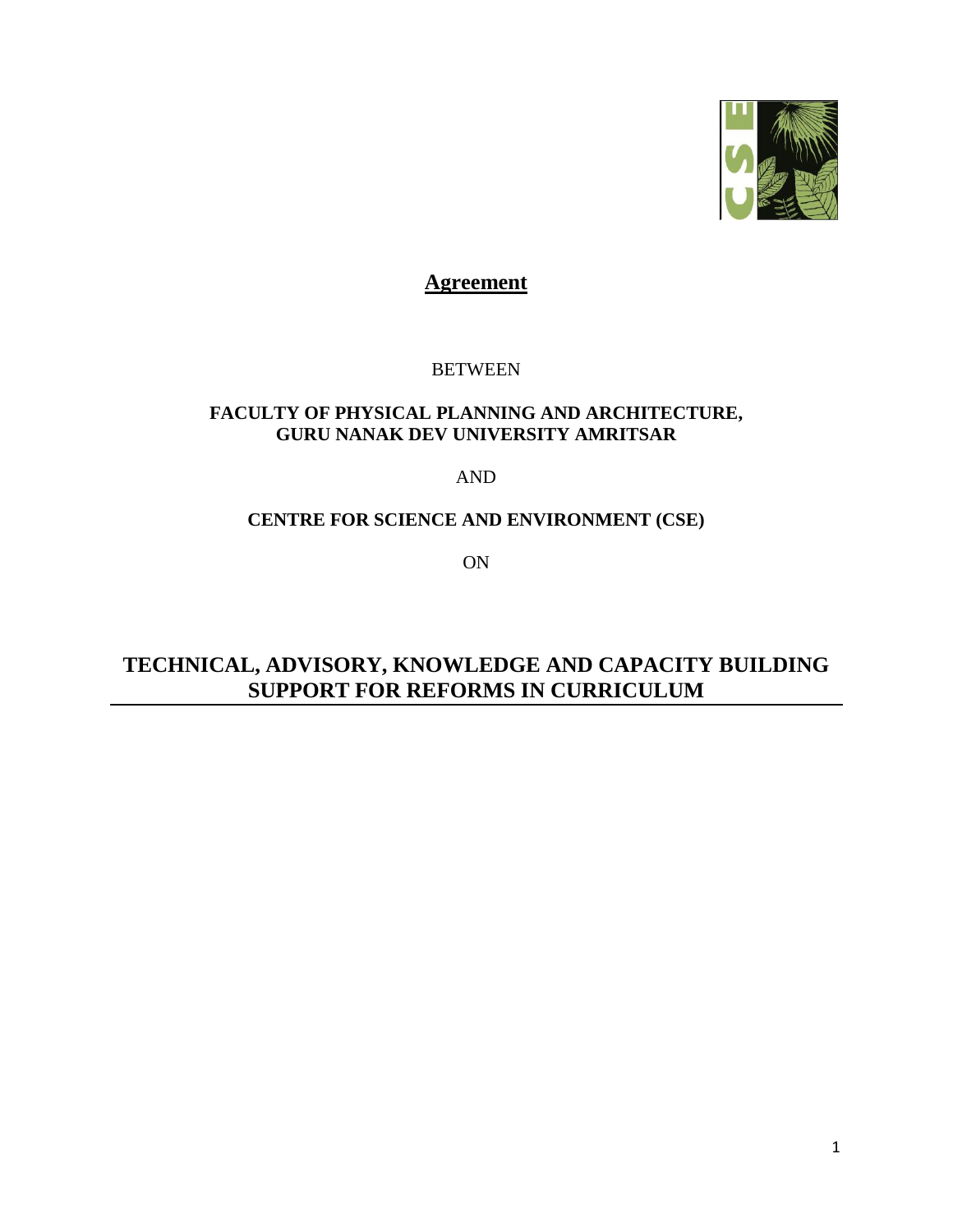# Agreement

BETWEEN

**FACULTY OF PHYSICAL PLANNING AND ARCHITECTURE, GURU NANAK DEV UNIVERSITY AMRITSAR**

AND

**CENTRE FOR SCIENCE AND ENVIRONMENT (CSE)**

ON

## TECHNICAL, ADVISORY, KNOWLEDGE AND CAPACITY BUILDING SUPPORT FOR REFORMS IN CURRICULUM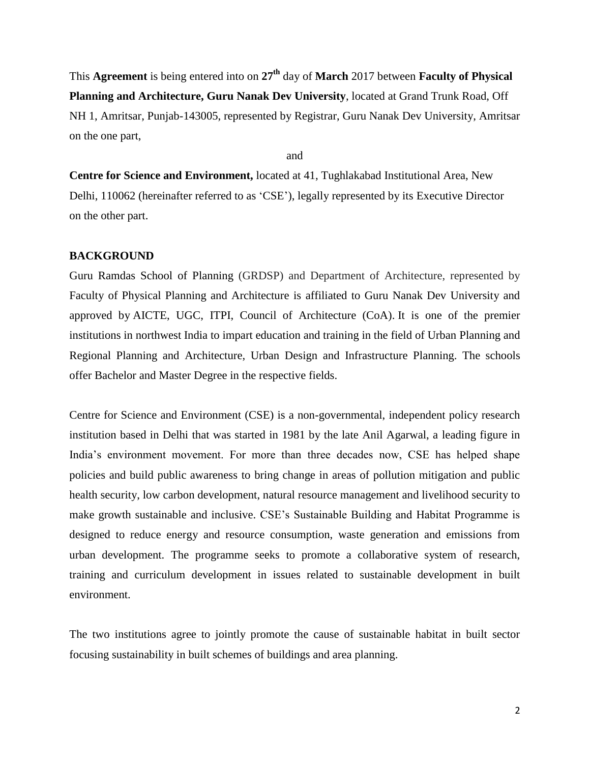This **Agreement** is being entered into on **27th** day of **March** 2017 between **Faculty of Physical Planning and Architecture, Guru Nanak Dev University**, located at Grand Trunk Road, Off NH 1, Amritsar, Punjab-143005, represented by Registrar, Guru Nanak Dev University, Amritsar on the one part,

and

**Centre for Science and Environment,** located at 41, Tughlakabad Institutional Area, New Delhi, 110062 (hereinafter referred to as 'CSE'), legally represented by its Executive Director on the other part.

**BACKGROUND**

Guru Ramdas School of Planning (GRDSP) and Department of Architecture, represented by Faculty of Physical Planning and Architecture is affiliated to Guru Nanak Dev University and approved by AICTE, UGC, ITPI, Council of Architecture (CoA). It is one of the premier institutions in northwest India to impart education and training in the field of Urban Planning and Regional Planning and Architecture, Urban Design and Infrastructure Planning. The schools offer Bachelor and Master Degree in the respective fields.

Centre for Science and Environment (CSE) is a non-governmental, independent policy research institution based in Delhi that was started in 1981 by the late Anil Agarwal, a leading figure in India's environment movement. For more than three decades now, CSE has helped shape policies and build public awareness to bring change in areas of pollution mitigation and public health security, low carbon development, natural resource management and livelihood security to make growth sustainable and inclusive. CSE's Sustainable Building and Habitat Programme is designed to reduce energy and resource consumption, waste generation and emissions from urban development. The programme seeks to promote a collaborative system of research, training and curriculum development in issues related to sustainable development in built environment.

The two institutions agree to jointly promote the cause of sustainable habitat in built sector focusing sustainability in built schemes of buildings and area planning.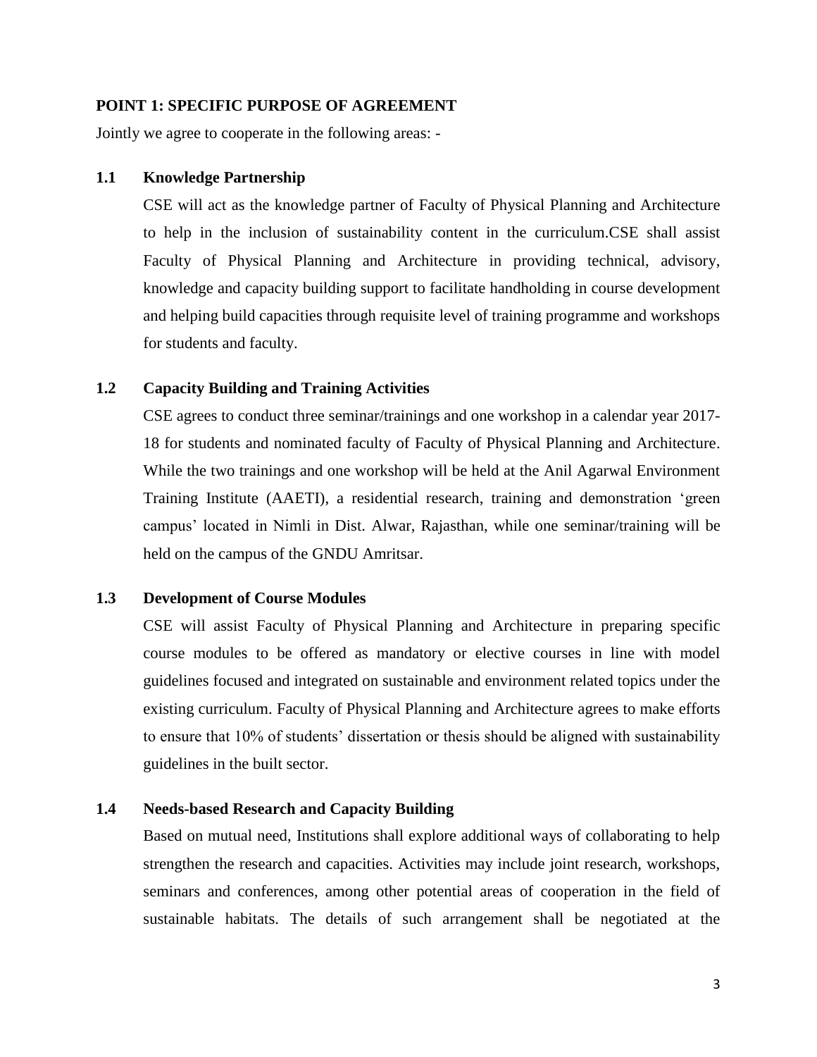## POINT 1: SPECIFIC PURPOSE OF AGREEMENT

Jointly we agree to cooperate in the following areas: -

### 1.1 Knowledge Partnership

CSE will act as the knowledge partner of Faculty of Physical Planning and Architecture to help in the inclusion of sustainability content in the curriculum.CSE shall assist Faculty of Physical Planning and Architecture in providing technical, advisory, knowledge and capacity building support to facilitate handholding in course development and helping build capacities through requisite level of training programme and workshops for students and faculty.

### 1.2 Capacity Building and Training Activities

CSE agrees to conduct three seminar/trainings and one workshop in a calendar year 2017-18 for students and nominated faculty of Faculty of Physical Planning and Architecture. While the two trainings and one workshop will be held at the Anil Agarwal Environment Training Institute (AAETI), a residential research, training and demonstration 'green campus' located in Nimli in Dist. Alwar, Rajasthan, while one seminar/training will be held on the campus of the GNDU Amritsar.

### 1.3 Development of Course Modules

CSE will assist Faculty of Physical Planning and Architecture in preparing specific course modules to be offered as mandatory or elective courses in line with model guidelines focused and integrated on sustainable and environment related topics under the existing curriculum. Faculty of Physical Planning and Architecture agrees to make efforts to ensure that 10% of students' dissertation or thesis should be aligned with sustainability guidelines in the built sector.

### 1.4 Needs-based Research and Capacity Building

Based on mutual need, Institutions shall explore additional ways of collaborating to help strengthen the research and capacities. Activities may include joint research, workshops, seminars and conferences, among other potential areas of cooperation in the field of sustainable habitats. The details of such arrangement shall be negotiated at the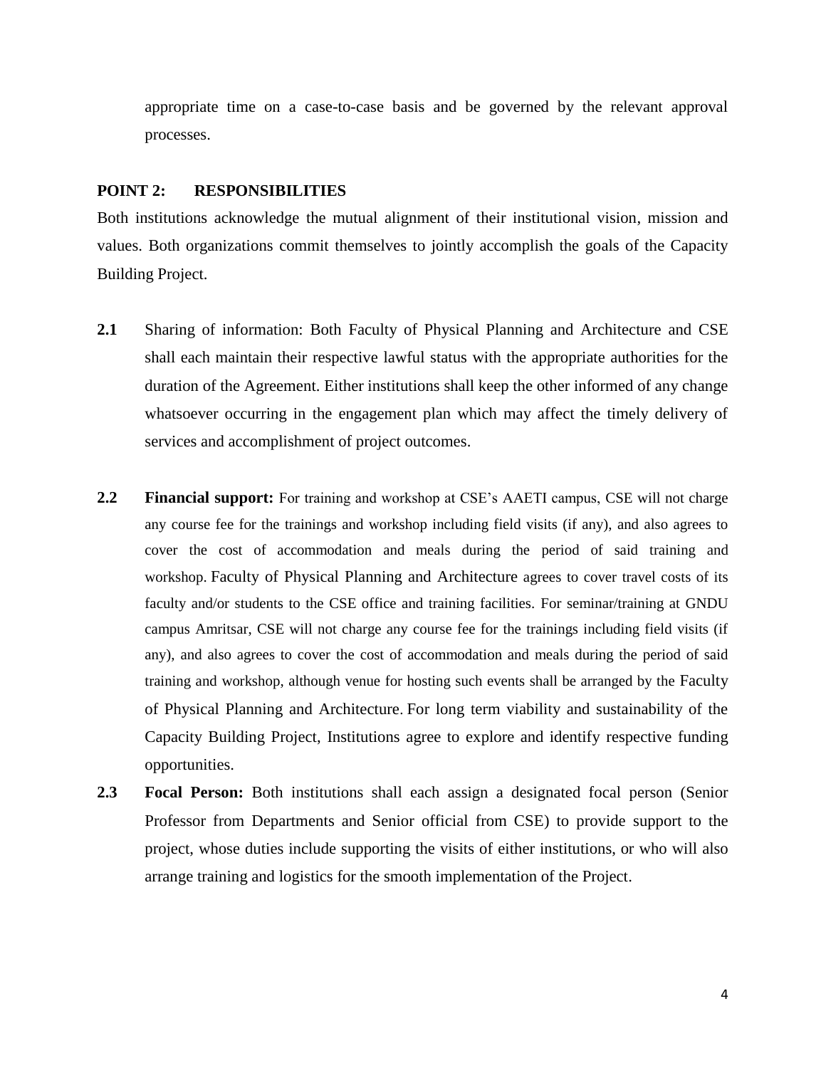appropriate time on a case-to-case basis and be governed by the relevant approval processes.

**POINT 2: RESPONSIBILITIES**

Both institutions acknowledge the mutual alignment of their institutional vision, mission and values. Both organizations commit themselves to jointly accomplish the goals of the Capacity Building Project.

**2.1** Sharing of information: Both Faculty of Physical Planning and Architecture and CSE shall each maintain their respective lawful status with the appropriate authorities for the duration of the Agreement. Either institutions shall keep the other informed of any change whatsoever occurring in the engagement plan which may affect the timely delivery of services and accomplishment of project outcomes.

**2.2** **Financial support:** For training and workshop at CSE's AAETI campus, CSE will not charge any course fee for the trainings and workshop including field visits (if any), and also agrees to cover the cost of accommodation and meals during the period of said training and workshop. Faculty of Physical Planning and Architecture agrees to cover travel costs of its faculty and/or students to the CSE office and training facilities. For seminar/training at GNDU campus Amritsar, CSE will not charge any course fee for the trainings including field visits (if any), and also agrees to cover the cost of accommodation and meals during the period of said training and workshop, although venue for hosting such events shall be arranged by the Faculty of Physical Planning and Architecture. For long term viability and sustainability of the Capacity Building Project, Institutions agree to explore and identify respective funding opportunities.

**2.3** **Focal Person:** Both institutions shall each assign a designated focal person (Senior Professor from Departments and Senior official from CSE) to provide support to the project, whose duties include supporting the visits of either institutions, or who will also arrange training and logistics for the smooth implementation of the Project.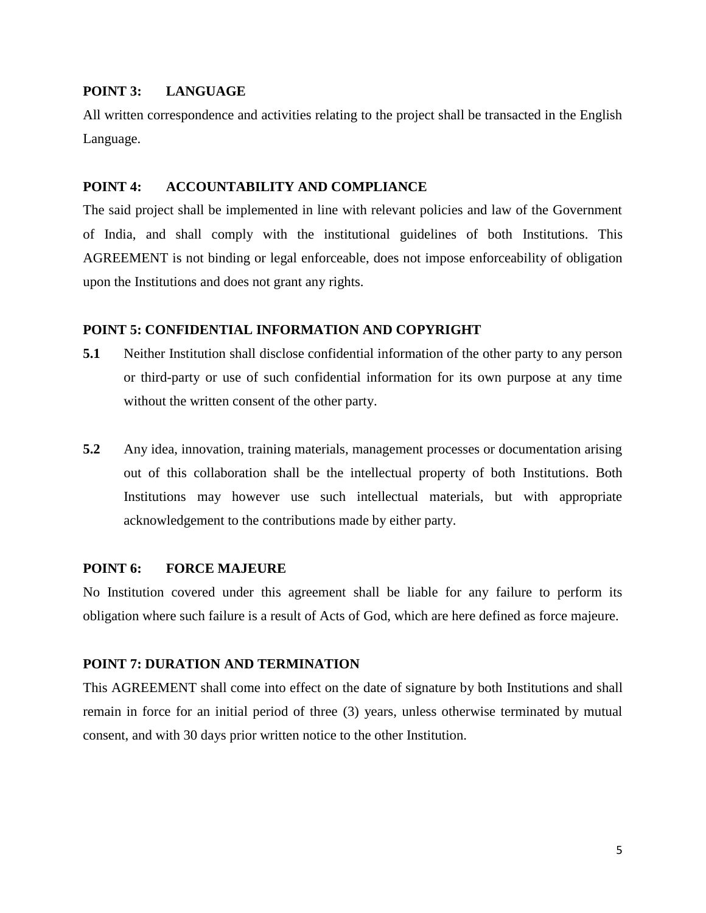**POINT 3: LANGUAGE**

All written correspondence and activities relating to the project shall be transacted in the English Language.

**POINT 4: ACCOUNTABILITY AND COMPLIANCE**

The said project shall be implemented in line with relevant policies and law of the Government of India, and shall comply with the institutional guidelines of both Institutions. This AGREEMENT is not binding or legal enforceable, does not impose enforceability of obligation upon the Institutions and does not grant any rights.

**POINT 5: CONFIDENTIAL INFORMATION AND COPYRIGHT**

**5.1** Neither Institution shall disclose confidential information of the other party to any person or third-party or use of such confidential information for its own purpose at any time without the written consent of the other party.

**5.2** Any idea, innovation, training materials, management processes or documentation arising out of this collaboration shall be the intellectual property of both Institutions. Both Institutions may however use such intellectual materials, but with appropriate acknowledgement to the contributions made by either party.

**POINT 6: FORCE MAJEURE**

No Institution covered under this agreement shall be liable for any failure to perform its obligation where such failure is a result of Acts of God, which are here defined as force majeure.

**POINT 7: DURATION AND TERMINATION**

This AGREEMENT shall come into effect on the date of signature by both Institutions and shall remain in force for an initial period of three (3) years, unless otherwise terminated by mutual consent, and with 30 days prior written notice to the other Institution.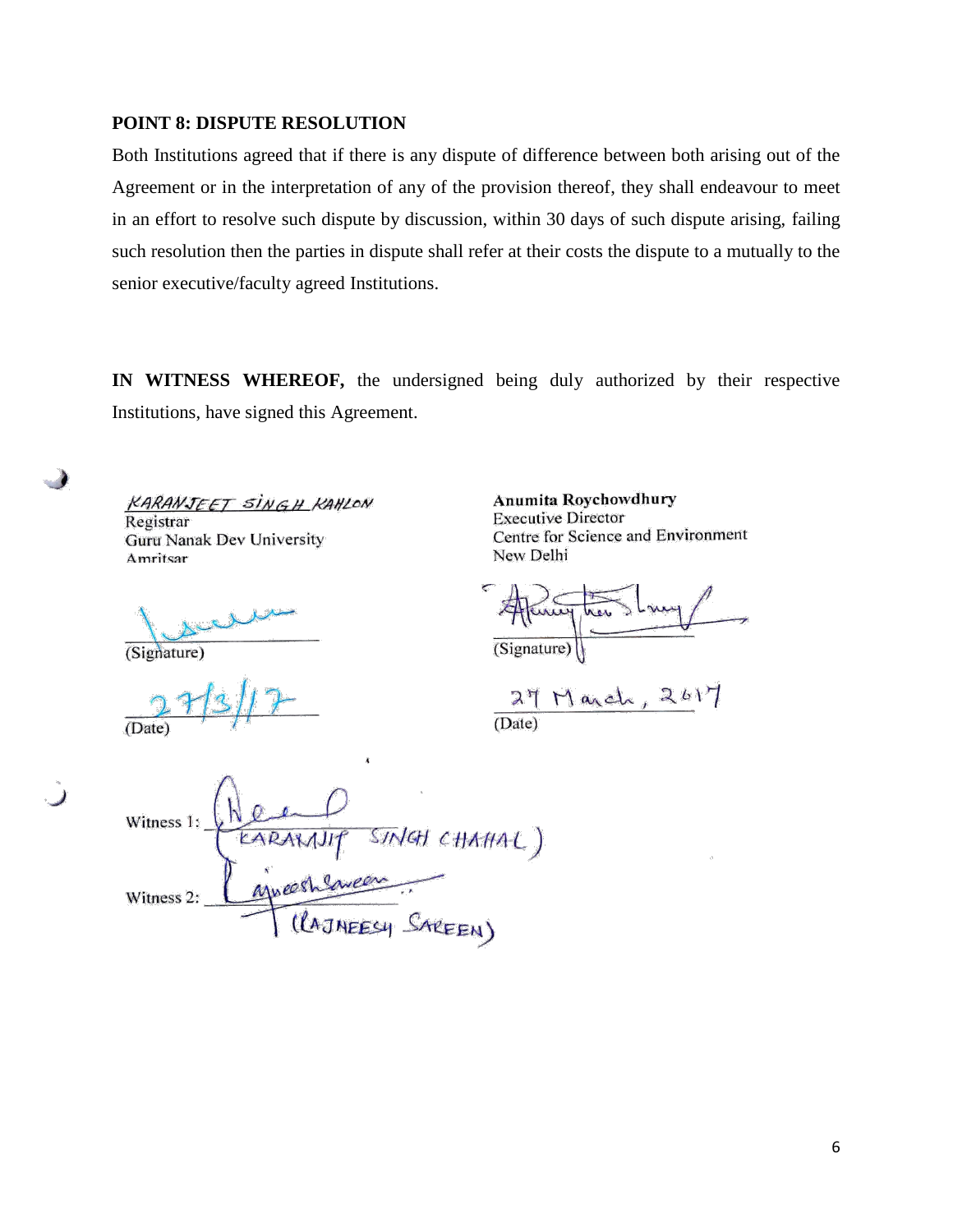**POINT 8: DISPUTE RESOLUTION**

Both Institutions agreed that if there is any dispute of difference between both arising out of the Agreement or in the interpretation of any of the provision thereof, they shall endeavour to meet in an effort to resolve such dispute by discussion, within 30 days of such dispute arising, failing such resolution then the parties in dispute shall refer at their costs the dispute to a mutually to the senior executive/faculty agreed Institutions.

**IN WITNESS WHEREOF,** the undersigned being duly authorized by their respective Institutions, have signed this Agreement.

KARANJEET SINGH KAHLON
Registrar
Guru Nanak Dev University
Amritsar

(Signature)

27/3/17
(Date)

**Anumita Roychowdhury**
Executive Director
Centre for Science and Environment
New Delhi

(Signature)

27 March, 2017
(Date)

Witness 1: (KARAMJIT SINGH CHAHAL)

Witness 2: (RAJNEESH SAREEN)